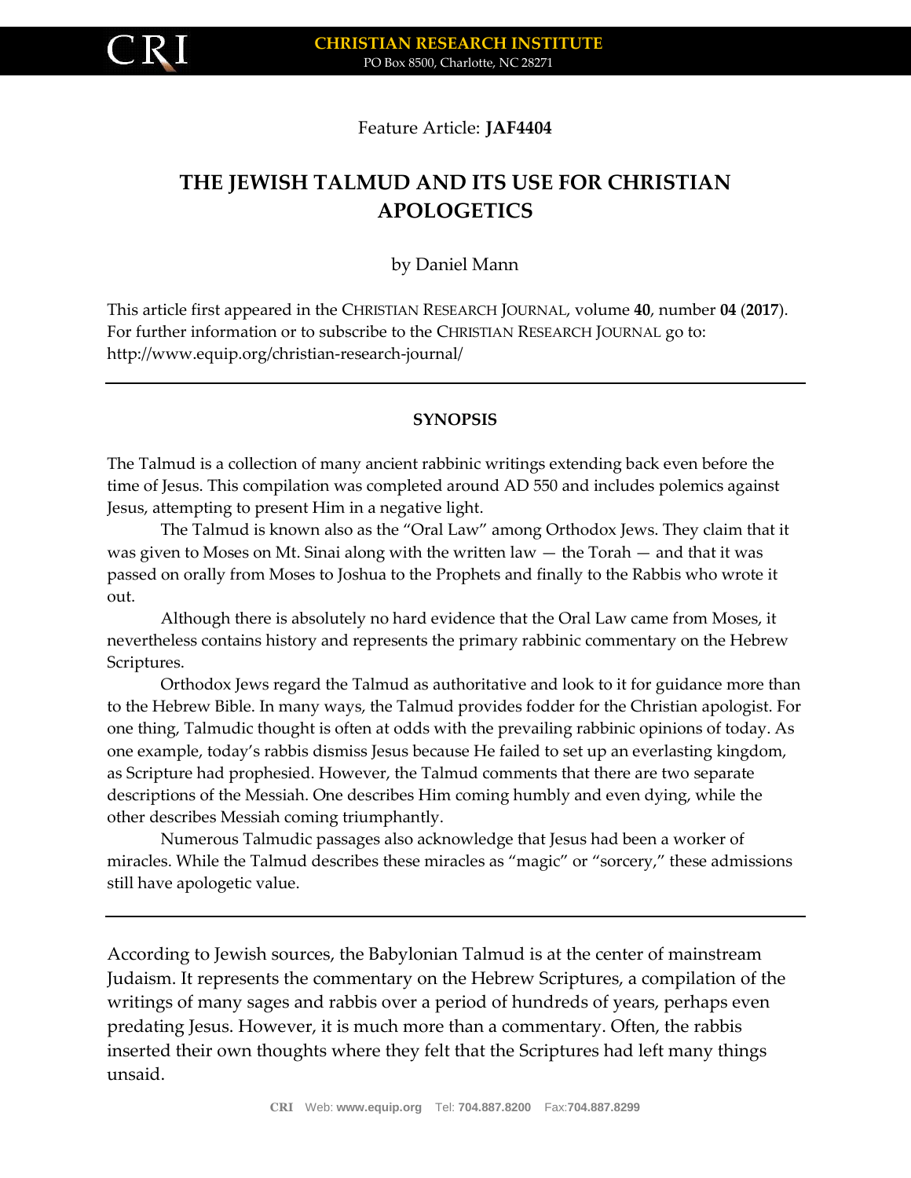Feature Article: **JAF4404**

# THE JEWISH TALMUD AND ITS USE FOR CHRISTIAN APOLOGETICS

by Daniel Mann

This article first appeared in the CHRISTIAN RESEARCH JOURNAL, volume **40**, number **04** (**2017**). For further information or to subscribe to the CHRISTIAN RESEARCH JOURNAL go to: http://www.equip.org/christian-research-journal/

---

## SYNOPSIS

The Talmud is a collection of many ancient rabbinic writings extending back even before the time of Jesus. This compilation was completed around AD 550 and includes polemics against Jesus, attempting to present Him in a negative light.

The Talmud is known also as the "Oral Law" among Orthodox Jews. They claim that it was given to Moses on Mt. Sinai along with the written law — the Torah — and that it was passed on orally from Moses to Joshua to the Prophets and finally to the Rabbis who wrote it out.

Although there is absolutely no hard evidence that the Oral Law came from Moses, it nevertheless contains history and represents the primary rabbinic commentary on the Hebrew Scriptures.

Orthodox Jews regard the Talmud as authoritative and look to it for guidance more than to the Hebrew Bible. In many ways, the Talmud provides fodder for the Christian apologist. For one thing, Talmudic thought is often at odds with the prevailing rabbinic opinions of today. As one example, today's rabbis dismiss Jesus because He failed to set up an everlasting kingdom, as Scripture had prophesied. However, the Talmud comments that there are two separate descriptions of the Messiah. One describes Him coming humbly and even dying, while the other describes Messiah coming triumphantly.

Numerous Talmudic passages also acknowledge that Jesus had been a worker of miracles. While the Talmud describes these miracles as "magic" or "sorcery," these admissions still have apologetic value.

---

According to Jewish sources, the Babylonian Talmud is at the center of mainstream Judaism. It represents the commentary on the Hebrew Scriptures, a compilation of the writings of many sages and rabbis over a period of hundreds of years, perhaps even predating Jesus. However, it is much more than a commentary. Often, the rabbis inserted their own thoughts where they felt that the Scriptures had left many things unsaid.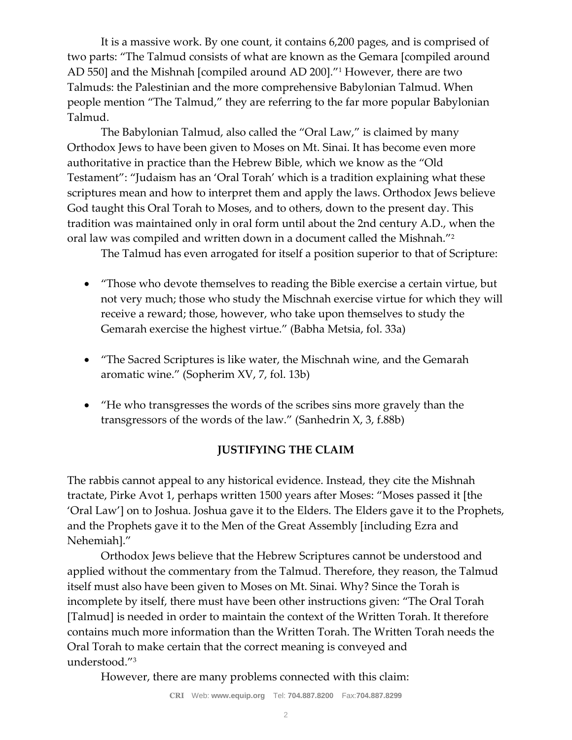It is a massive work. By one count, it contains 6,200 pages, and is comprised of two parts: "The Talmud consists of what are known as the Gemara [compiled around AD 550] and the Mishnah [compiled around AD 200]."[1] However, there are two Talmuds: the Palestinian and the more comprehensive Babylonian Talmud. When people mention "The Talmud," they are referring to the far more popular Babylonian Talmud.

The Babylonian Talmud, also called the "Oral Law," is claimed by many Orthodox Jews to have been given to Moses on Mt. Sinai. It has become even more authoritative in practice than the Hebrew Bible, which we know as the "Old Testament": "Judaism has an 'Oral Torah' which is a tradition explaining what these scriptures mean and how to interpret them and apply the laws. Orthodox Jews believe God taught this Oral Torah to Moses, and to others, down to the present day. This tradition was maintained only in oral form until about the 2nd century A.D., when the oral law was compiled and written down in a document called the Mishnah."[2]

The Talmud has even arrogated for itself a position superior to that of Scripture:

- "Those who devote themselves to reading the Bible exercise a certain virtue, but not very much; those who study the Mischnah exercise virtue for which they will receive a reward; those, however, who take upon themselves to study the Gemarah exercise the highest virtue." (Babha Metsia, fol. 33a)

- "The Sacred Scriptures is like water, the Mischnah wine, and the Gemarah aromatic wine." (Sopherim XV, 7, fol. 13b)

- "He who transgresses the words of the scribes sins more gravely than the transgressors of the words of the law." (Sanhedrin X, 3, f.88b)

**JUSTIFYING THE CLAIM**

The rabbis cannot appeal to any historical evidence. Instead, they cite the Mishnah tractate, Pirke Avot 1, perhaps written 1500 years after Moses: "Moses passed it [the 'Oral Law'] on to Joshua. Joshua gave it to the Elders. The Elders gave it to the Prophets, and the Prophets gave it to the Men of the Great Assembly [including Ezra and Nehemiah]."

Orthodox Jews believe that the Hebrew Scriptures cannot be understood and applied without the commentary from the Talmud. Therefore, they reason, the Talmud itself must also have been given to Moses on Mt. Sinai. Why? Since the Torah is incomplete by itself, there must have been other instructions given: "The Oral Torah [Talmud] is needed in order to maintain the context of the Written Torah. It therefore contains much more information than the Written Torah. The Written Torah needs the Oral Torah to make certain that the correct meaning is conveyed and understood."[3]

However, there are many problems connected with this claim: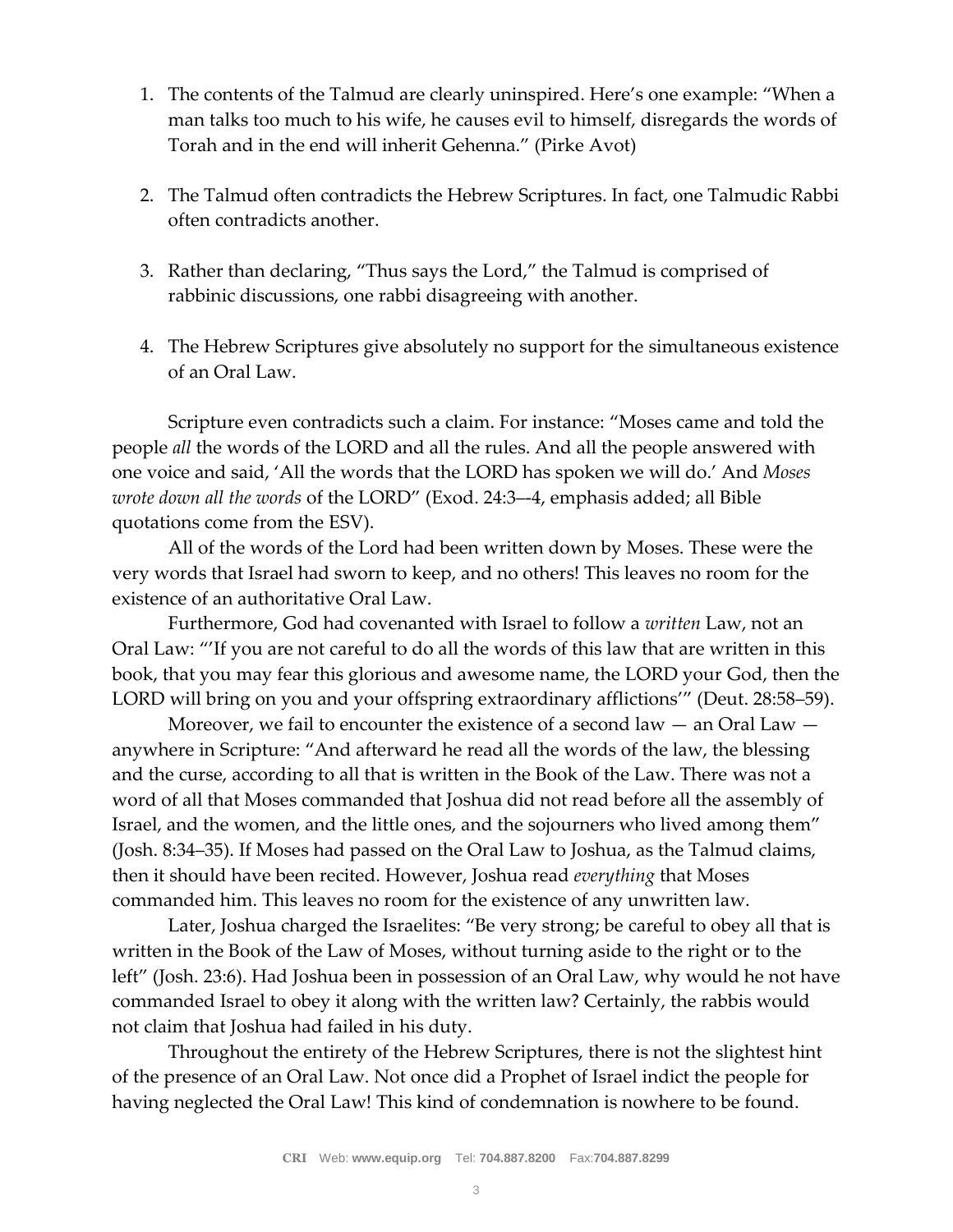1. The contents of the Talmud are clearly uninspired. Here's one example: "When a man talks too much to his wife, he causes evil to himself, disregards the words of Torah and in the end will inherit Gehenna." (Pirke Avot)

2. The Talmud often contradicts the Hebrew Scriptures. In fact, one Talmudic Rabbi often contradicts another.

3. Rather than declaring, "Thus says the Lord," the Talmud is comprised of rabbinic discussions, one rabbi disagreeing with another.

4. The Hebrew Scriptures give absolutely no support for the simultaneous existence of an Oral Law.

Scripture even contradicts such a claim. For instance: "Moses came and told the people *all* the words of the LORD and all the rules. And all the people answered with one voice and said, 'All the words that the LORD has spoken we will do.' And *Moses wrote down all the words* of the LORD" (Exod. 24:3–-4, emphasis added; all Bible quotations come from the ESV).

All of the words of the Lord had been written down by Moses. These were the very words that Israel had sworn to keep, and no others! This leaves no room for the existence of an authoritative Oral Law.

Furthermore, God had covenanted with Israel to follow a *written* Law, not an Oral Law: "'If you are not careful to do all the words of this law that are written in this book, that you may fear this glorious and awesome name, the LORD your God, then the LORD will bring on you and your offspring extraordinary afflictions'" (Deut. 28:58–59).

Moreover, we fail to encounter the existence of a second law — an Oral Law — anywhere in Scripture: "And afterward he read all the words of the law, the blessing and the curse, according to all that is written in the Book of the Law. There was not a word of all that Moses commanded that Joshua did not read before all the assembly of Israel, and the women, and the little ones, and the sojourners who lived among them" (Josh. 8:34–35). If Moses had passed on the Oral Law to Joshua, as the Talmud claims, then it should have been recited. However, Joshua read *everything* that Moses commanded him. This leaves no room for the existence of any unwritten law.

Later, Joshua charged the Israelites: "Be very strong; be careful to obey all that is written in the Book of the Law of Moses, without turning aside to the right or to the left" (Josh. 23:6). Had Joshua been in possession of an Oral Law, why would he not have commanded Israel to obey it along with the written law? Certainly, the rabbis would not claim that Joshua had failed in his duty.

Throughout the entirety of the Hebrew Scriptures, there is not the slightest hint of the presence of an Oral Law. Not once did a Prophet of Israel indict the people for having neglected the Oral Law! This kind of condemnation is nowhere to be found.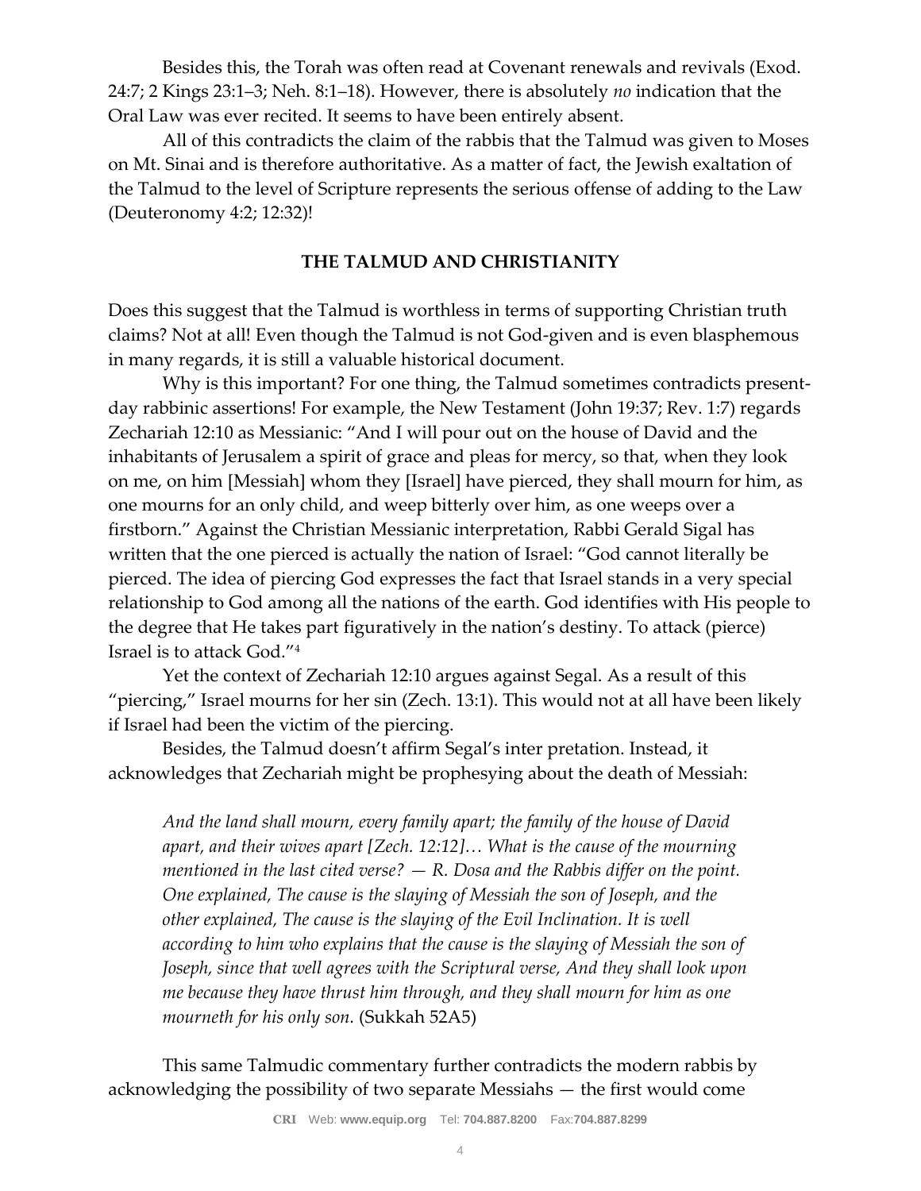Besides this, the Torah was often read at Covenant renewals and revivals (Exod. 24:7; 2 Kings 23:1–3; Neh. 8:1–18). However, there is absolutely *no* indication that the Oral Law was ever recited. It seems to have been entirely absent.

All of this contradicts the claim of the rabbis that the Talmud was given to Moses on Mt. Sinai and is therefore authoritative. As a matter of fact, the Jewish exaltation of the Talmud to the level of Scripture represents the serious offense of adding to the Law (Deuteronomy 4:2; 12:32)!

## THE TALMUD AND CHRISTIANITY

Does this suggest that the Talmud is worthless in terms of supporting Christian truth claims? Not at all! Even though the Talmud is not God-given and is even blasphemous in many regards, it is still a valuable historical document.

Why is this important? For one thing, the Talmud sometimes contradicts present-day rabbinic assertions! For example, the New Testament (John 19:37; Rev. 1:7) regards Zechariah 12:10 as Messianic: "And I will pour out on the house of David and the inhabitants of Jerusalem a spirit of grace and pleas for mercy, so that, when they look on me, on him [Messiah] whom they [Israel] have pierced, they shall mourn for him, as one mourns for an only child, and weep bitterly over him, as one weeps over a firstborn." Against the Christian Messianic interpretation, Rabbi Gerald Sigal has written that the one pierced is actually the nation of Israel: "God cannot literally be pierced. The idea of piercing God expresses the fact that Israel stands in a very special relationship to God among all the nations of the earth. God identifies with His people to the degree that He takes part figuratively in the nation's destiny. To attack (pierce) Israel is to attack God."[4]

Yet the context of Zechariah 12:10 argues against Segal. As a result of this "piercing," Israel mourns for her sin (Zech. 13:1). This would not at all have been likely if Israel had been the victim of the piercing.

Besides, the Talmud doesn't affirm Segal's inter pretation. Instead, it acknowledges that Zechariah might be prophesying about the death of Messiah:

> *And the land shall mourn, every family apart; the family of the house of David apart, and their wives apart [Zech. 12:12]… What is the cause of the mourning mentioned in the last cited verse? — R. Dosa and the Rabbis differ on the point. One explained, The cause is the slaying of Messiah the son of Joseph, and the other explained, The cause is the slaying of the Evil Inclination. It is well according to him who explains that the cause is the slaying of Messiah the son of Joseph, since that well agrees with the Scriptural verse, And they shall look upon me because they have thrust him through, and they shall mourn for him as one mourneth for his only son.* (Sukkah 52A5)

This same Talmudic commentary further contradicts the modern rabbis by acknowledging the possibility of two separate Messiahs — the first would come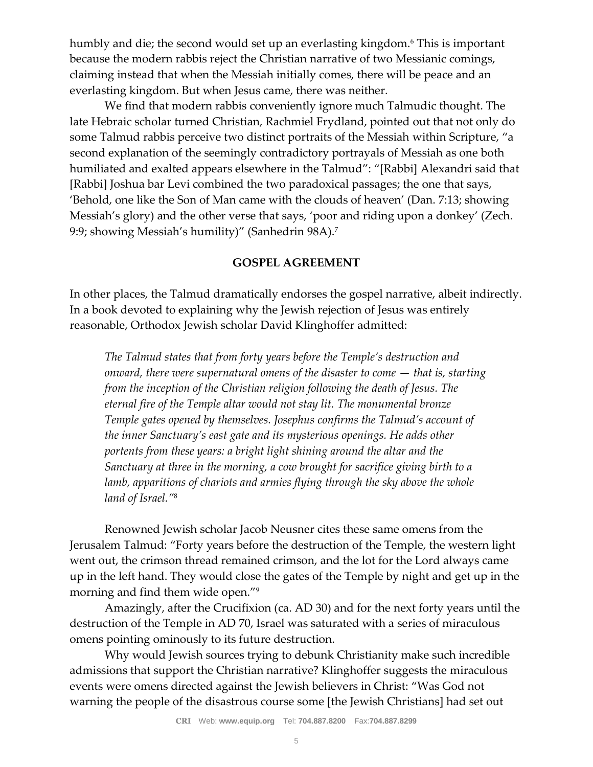humbly and die; the second would set up an everlasting kingdom.[6] This is important because the modern rabbis reject the Christian narrative of two Messianic comings, claiming instead that when the Messiah initially comes, there will be peace and an everlasting kingdom. But when Jesus came, there was neither.

We find that modern rabbis conveniently ignore much Talmudic thought. The late Hebraic scholar turned Christian, Rachmiel Frydland, pointed out that not only do some Talmud rabbis perceive two distinct portraits of the Messiah within Scripture, "a second explanation of the seemingly contradictory portrayals of Messiah as one both humiliated and exalted appears elsewhere in the Talmud": "[Rabbi] Alexandri said that [Rabbi] Joshua bar Levi combined the two paradoxical passages; the one that says, 'Behold, one like the Son of Man came with the clouds of heaven' (Dan. 7:13; showing Messiah's glory) and the other verse that says, 'poor and riding upon a donkey' (Zech. 9:9; showing Messiah's humility)" (Sanhedrin 98A).[7]

## GOSPEL AGREEMENT

In other places, the Talmud dramatically endorses the gospel narrative, albeit indirectly. In a book devoted to explaining why the Jewish rejection of Jesus was entirely reasonable, Orthodox Jewish scholar David Klinghoffer admitted:

> *The Talmud states that from forty years before the Temple's destruction and onward, there were supernatural omens of the disaster to come — that is, starting from the inception of the Christian religion following the death of Jesus. The eternal fire of the Temple altar would not stay lit. The monumental bronze Temple gates opened by themselves. Josephus confirms the Talmud's account of the inner Sanctuary's east gate and its mysterious openings. He adds other portents from these years: a bright light shining around the altar and the Sanctuary at three in the morning, a cow brought for sacrifice giving birth to a lamb, apparitions of chariots and armies flying through the sky above the whole land of Israel."*[8]

Renowned Jewish scholar Jacob Neusner cites these same omens from the Jerusalem Talmud: "Forty years before the destruction of the Temple, the western light went out, the crimson thread remained crimson, and the lot for the Lord always came up in the left hand. They would close the gates of the Temple by night and get up in the morning and find them wide open."[9]

Amazingly, after the Crucifixion (ca. AD 30) and for the next forty years until the destruction of the Temple in AD 70, Israel was saturated with a series of miraculous omens pointing ominously to its future destruction.

Why would Jewish sources trying to debunk Christianity make such incredible admissions that support the Christian narrative? Klinghoffer suggests the miraculous events were omens directed against the Jewish believers in Christ: "Was God not warning the people of the disastrous course some [the Jewish Christians] had set out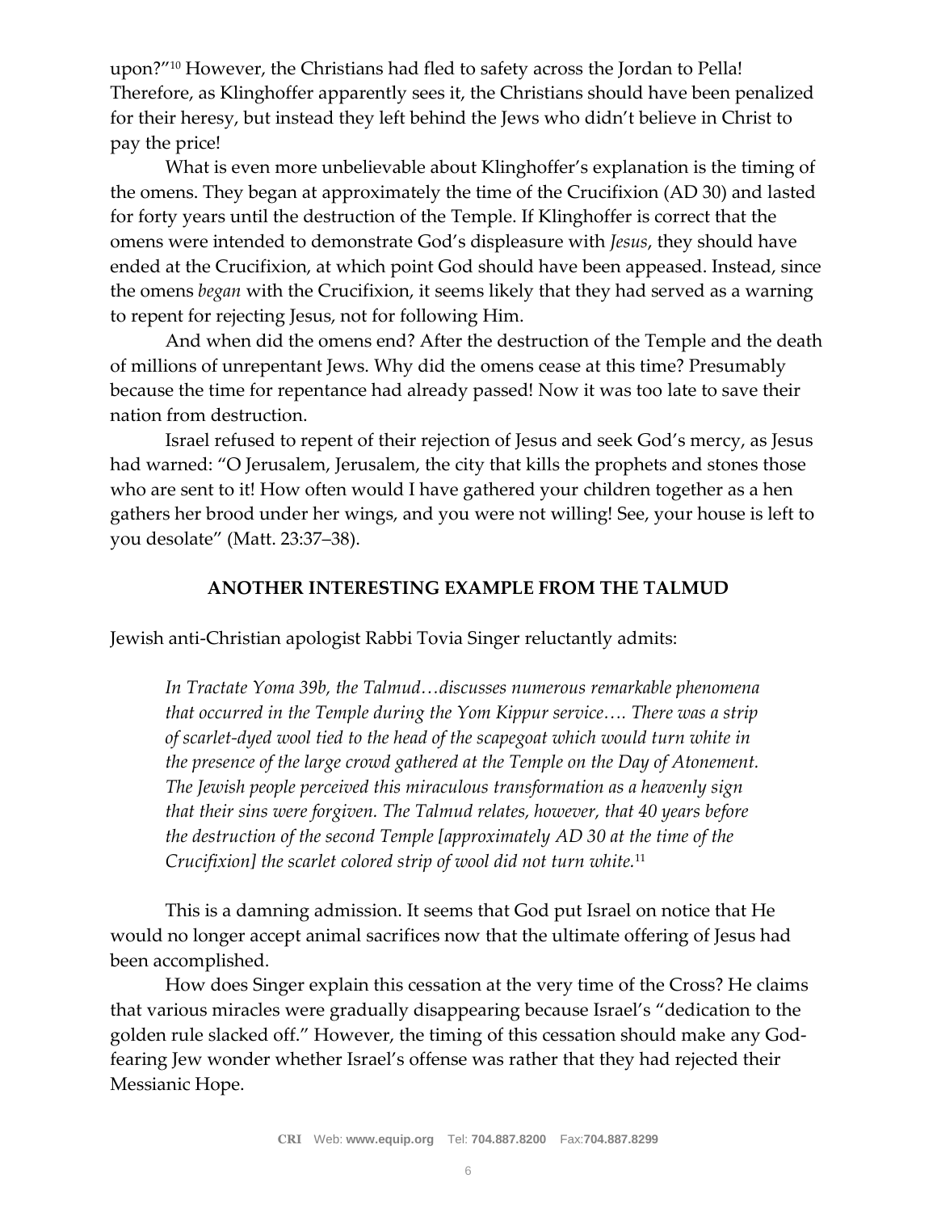upon?"[10] However, the Christians had fled to safety across the Jordan to Pella! Therefore, as Klinghoffer apparently sees it, the Christians should have been penalized for their heresy, but instead they left behind the Jews who didn't believe in Christ to pay the price!

What is even more unbelievable about Klinghoffer's explanation is the timing of the omens. They began at approximately the time of the Crucifixion (AD 30) and lasted for forty years until the destruction of the Temple. If Klinghoffer is correct that the omens were intended to demonstrate God's displeasure with *Jesus*, they should have ended at the Crucifixion, at which point God should have been appeased. Instead, since the omens *began* with the Crucifixion, it seems likely that they had served as a warning to repent for rejecting Jesus, not for following Him.

And when did the omens end? After the destruction of the Temple and the death of millions of unrepentant Jews. Why did the omens cease at this time? Presumably because the time for repentance had already passed! Now it was too late to save their nation from destruction.

Israel refused to repent of their rejection of Jesus and seek God's mercy, as Jesus had warned: "O Jerusalem, Jerusalem, the city that kills the prophets and stones those who are sent to it! How often would I have gathered your children together as a hen gathers her brood under her wings, and you were not willing! See, your house is left to you desolate" (Matt. 23:37–38).

## ANOTHER INTERESTING EXAMPLE FROM THE TALMUD

Jewish anti-Christian apologist Rabbi Tovia Singer reluctantly admits:

> *In Tractate Yoma 39b, the Talmud…discusses numerous remarkable phenomena that occurred in the Temple during the Yom Kippur service…. There was a strip of scarlet-dyed wool tied to the head of the scapegoat which would turn white in the presence of the large crowd gathered at the Temple on the Day of Atonement. The Jewish people perceived this miraculous transformation as a heavenly sign that their sins were forgiven. The Talmud relates, however, that 40 years before the destruction of the second Temple [approximately AD 30 at the time of the Crucifixion] the scarlet colored strip of wool did not turn white.*[11]

This is a damning admission. It seems that God put Israel on notice that He would no longer accept animal sacrifices now that the ultimate offering of Jesus had been accomplished.

How does Singer explain this cessation at the very time of the Cross? He claims that various miracles were gradually disappearing because Israel's "dedication to the golden rule slacked off." However, the timing of this cessation should make any God-fearing Jew wonder whether Israel's offense was rather that they had rejected their Messianic Hope.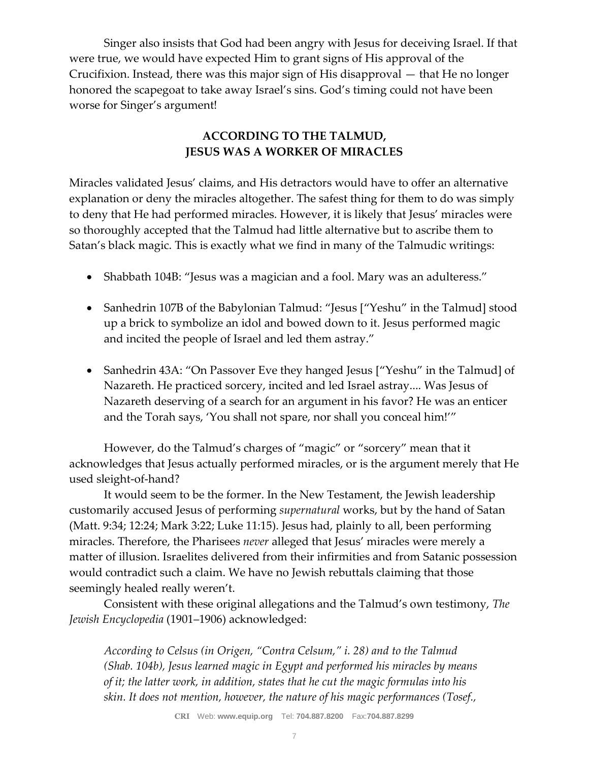Singer also insists that God had been angry with Jesus for deceiving Israel. If that were true, we would have expected Him to grant signs of His approval of the Crucifixion. Instead, there was this major sign of His disapproval — that He no longer honored the scapegoat to take away Israel's sins. God's timing could not have been worse for Singer's argument!

## ACCORDING TO THE TALMUD, JESUS WAS A WORKER OF MIRACLES

Miracles validated Jesus' claims, and His detractors would have to offer an alternative explanation or deny the miracles altogether. The safest thing for them to do was simply to deny that He had performed miracles. However, it is likely that Jesus' miracles were so thoroughly accepted that the Talmud had little alternative but to ascribe them to Satan's black magic. This is exactly what we find in many of the Talmudic writings:

- Shabbath 104B: "Jesus was a magician and a fool. Mary was an adulteress."
- Sanhedrin 107B of the Babylonian Talmud: "Jesus ["Yeshu" in the Talmud] stood up a brick to symbolize an idol and bowed down to it. Jesus performed magic and incited the people of Israel and led them astray."
- Sanhedrin 43A: "On Passover Eve they hanged Jesus ["Yeshu" in the Talmud] of Nazareth. He practiced sorcery, incited and led Israel astray.... Was Jesus of Nazareth deserving of a search for an argument in his favor? He was an enticer and the Torah says, 'You shall not spare, nor shall you conceal him!'"

However, do the Talmud's charges of "magic" or "sorcery" mean that it acknowledges that Jesus actually performed miracles, or is the argument merely that He used sleight-of-hand?

It would seem to be the former. In the New Testament, the Jewish leadership customarily accused Jesus of performing *supernatural* works, but by the hand of Satan (Matt. 9:34; 12:24; Mark 3:22; Luke 11:15). Jesus had, plainly to all, been performing miracles. Therefore, the Pharisees *never* alleged that Jesus' miracles were merely a matter of illusion. Israelites delivered from their infirmities and from Satanic possession would contradict such a claim. We have no Jewish rebuttals claiming that those seemingly healed really weren't.

Consistent with these original allegations and the Talmud's own testimony, *The Jewish Encyclopedia* (1901–1906) acknowledged:

> *According to Celsus (in Origen, "Contra Celsum," i. 28) and to the Talmud (Shab. 104b), Jesus learned magic in Egypt and performed his miracles by means of it; the latter work, in addition, states that he cut the magic formulas into his skin. It does not mention, however, the nature of his magic performances (Tosef.,*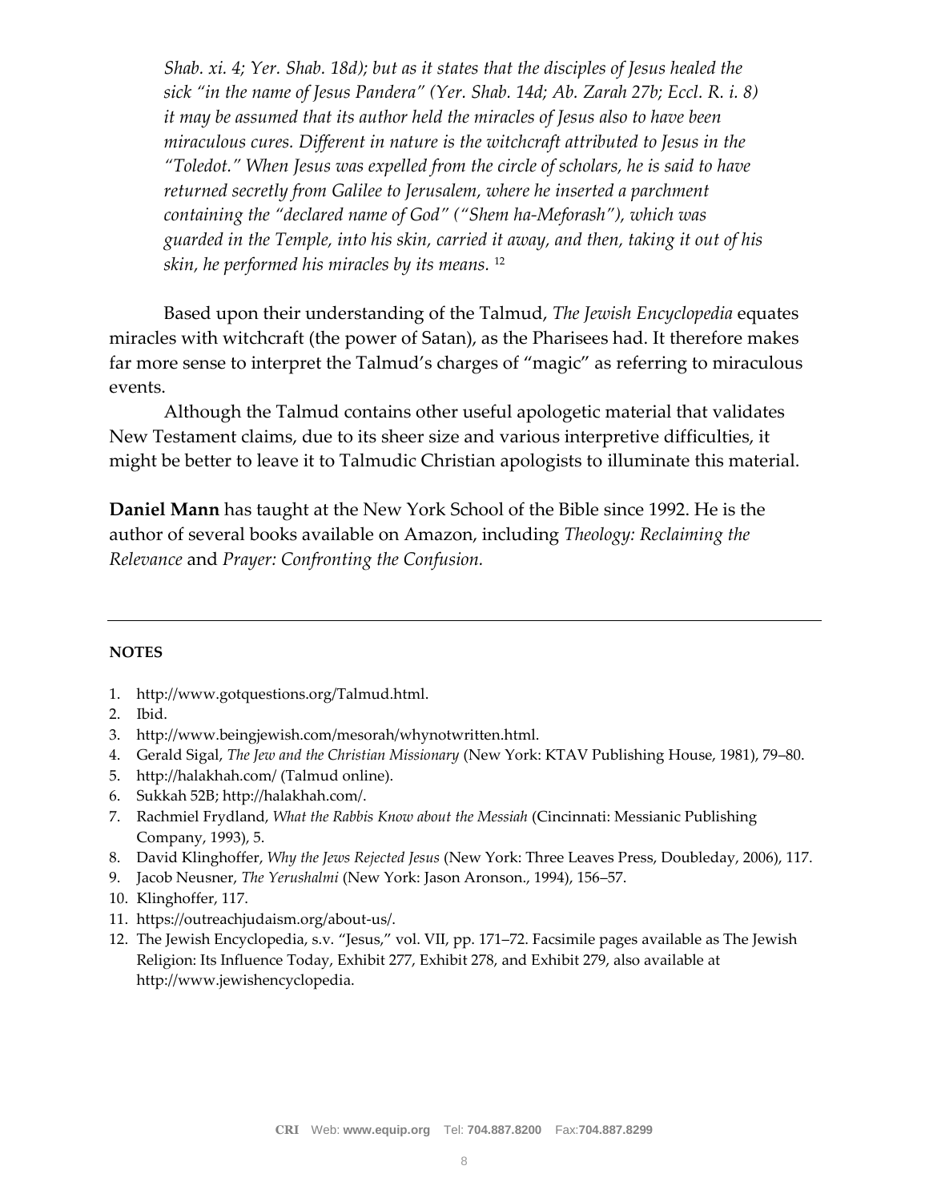*Shab. xi. 4; Yer. Shab. 18d); but as it states that the disciples of Jesus healed the sick "in the name of Jesus Pandera" (Yer. Shab. 14d; Ab. Zarah 27b; Eccl. R. i. 8) it may be assumed that its author held the miracles of Jesus also to have been miraculous cures. Different in nature is the witchcraft attributed to Jesus in the "Toledot." When Jesus was expelled from the circle of scholars, he is said to have returned secretly from Galilee to Jerusalem, where he inserted a parchment containing the "declared name of God" ("Shem ha-Meforash"), which was guarded in the Temple, into his skin, carried it away, and then, taking it out of his skin, he performed his miracles by its means.* [12]

Based upon their understanding of the Talmud, *The Jewish Encyclopedia* equates miracles with witchcraft (the power of Satan), as the Pharisees had. It therefore makes far more sense to interpret the Talmud's charges of "magic" as referring to miraculous events.

Although the Talmud contains other useful apologetic material that validates New Testament claims, due to its sheer size and various interpretive difficulties, it might be better to leave it to Talmudic Christian apologists to illuminate this material.

**Daniel Mann** has taught at the New York School of the Bible since 1992. He is the author of several books available on Amazon, including *Theology: Reclaiming the Relevance* and *Prayer: Confronting the Confusion.*

---

**NOTES**

1. http://www.gotquestions.org/Talmud.html.
2. Ibid.
3. http://www.beingjewish.com/mesorah/whynotwritten.html.
4. Gerald Sigal, *The Jew and the Christian Missionary* (New York: KTAV Publishing House, 1981), 79–80.
5. http://halakhah.com/ (Talmud online).
6. Sukkah 52B; http://halakhah.com/.
7. Rachmiel Frydland, *What the Rabbis Know about the Messiah* (Cincinnati: Messianic Publishing Company, 1993), 5.
8. David Klinghoffer, *Why the Jews Rejected Jesus* (New York: Three Leaves Press, Doubleday, 2006), 117.
9. Jacob Neusner, *The Yerushalmi* (New York: Jason Aronson., 1994), 156–57.
10. Klinghoffer, 117.
11. https://outreachjudaism.org/about-us/.
12. The Jewish Encyclopedia, s.v. "Jesus," vol. VII, pp. 171–72. Facsimile pages available as The Jewish Religion: Its Influence Today, Exhibit 277, Exhibit 278, and Exhibit 279, also available at http://www.jewishencyclopedia.